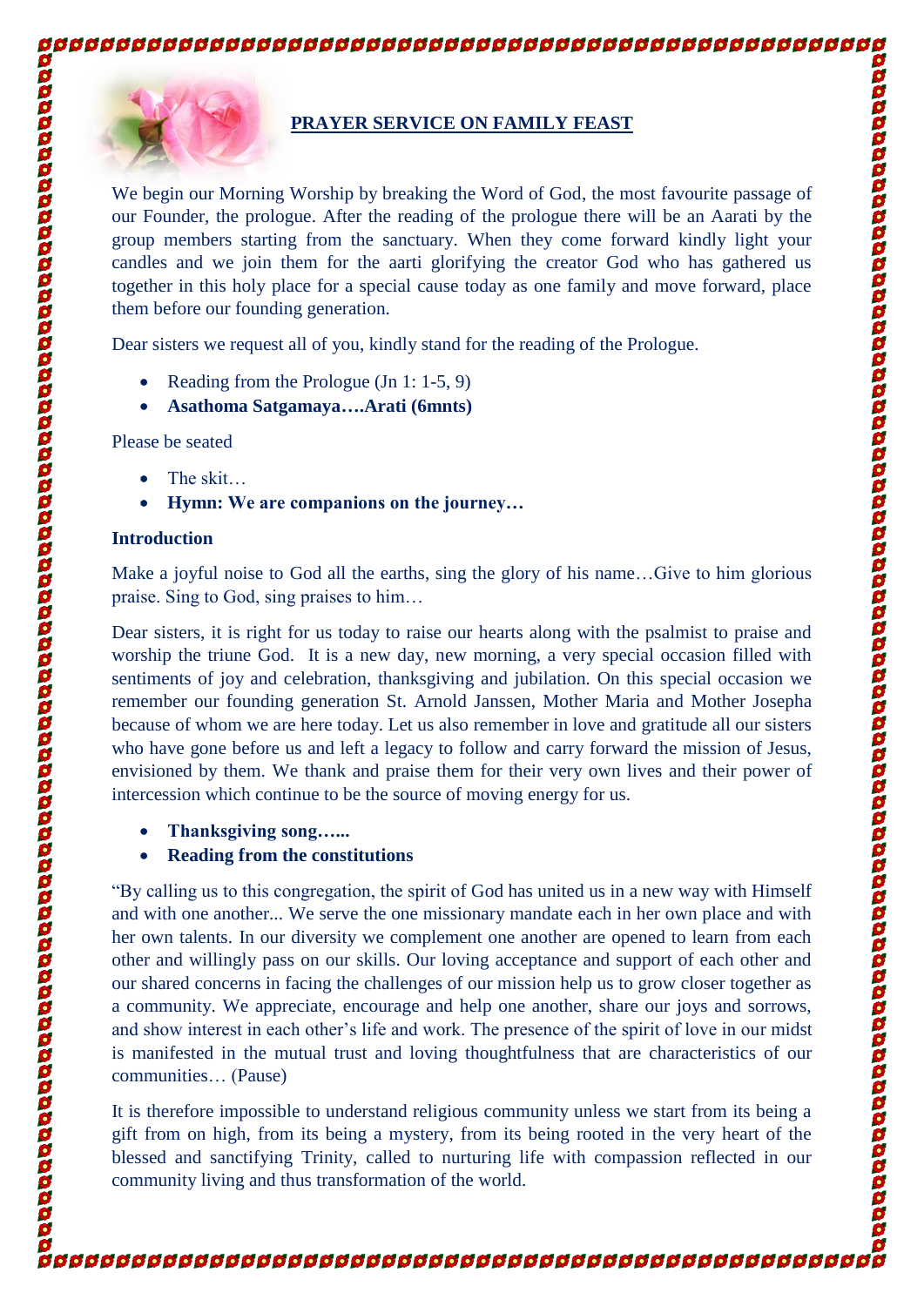## PRAYER SERVICE ON FAMILY FEAST

We begin our Morning Worship by breaking the Word of God, the most favourite passage of our Founder, the prologue. After the reading of the prologue there will be an Aarati by the group members starting from the sanctuary. When they come forward kindly light your candles and we join them for the aarti glorifying the creator God who has gathered us together in this holy place for a special cause today as one family and move forward, place them before our founding generation.

Dear sisters we request all of you, kindly stand for the reading of the Prologue.

- Reading from the Prologue (Jn 1: 1-5, 9)
- **Asathoma Satgamaya….Arati (6mnts)**

Please be seated

- The skit…
- **Hymn: We are companions on the journey…**

**Introduction**

Make a joyful noise to God all the earths, sing the glory of his name…Give to him glorious praise. Sing to God, sing praises to him…

Dear sisters, it is right for us today to raise our hearts along with the psalmist to praise and worship the triune God. It is a new day, new morning, a very special occasion filled with sentiments of joy and celebration, thanksgiving and jubilation. On this special occasion we remember our founding generation St. Arnold Janssen, Mother Maria and Mother Josepha because of whom we are here today. Let us also remember in love and gratitude all our sisters who have gone before us and left a legacy to follow and carry forward the mission of Jesus, envisioned by them. We thank and praise them for their very own lives and their power of intercession which continue to be the source of moving energy for us.

- **Thanksgiving song…...**
- **Reading from the constitutions**

"By calling us to this congregation, the spirit of God has united us in a new way with Himself and with one another... We serve the one missionary mandate each in her own place and with her own talents. In our diversity we complement one another are opened to learn from each other and willingly pass on our skills. Our loving acceptance and support of each other and our shared concerns in facing the challenges of our mission help us to grow closer together as a community. We appreciate, encourage and help one another, share our joys and sorrows, and show interest in each other's life and work. The presence of the spirit of love in our midst is manifested in the mutual trust and loving thoughtfulness that are characteristics of our communities… (Pause)

It is therefore impossible to understand religious community unless we start from its being a gift from on high, from its being a mystery, from its being rooted in the very heart of the blessed and sanctifying Trinity, called to nurturing life with compassion reflected in our community living and thus transformation of the world.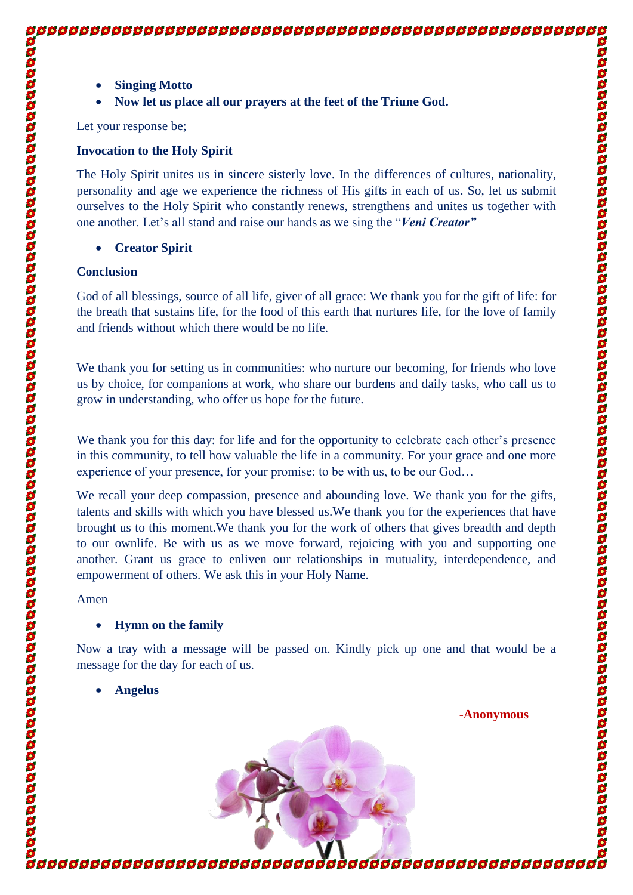- **Singing Motto**
- **Now let us place all our prayers at the feet of the Triune God.**

Let your response be;

**Invocation to the Holy Spirit**

The Holy Spirit unites us in sincere sisterly love. In the differences of cultures, nationality, personality and age we experience the richness of His gifts in each of us. So, let us submit ourselves to the Holy Spirit who constantly renews, strengthens and unites us together with one another. Let's all stand and raise our hands as we sing the "***Veni Creator"***

- **Creator Spirit**

**Conclusion**

God of all blessings, source of all life, giver of all grace: We thank you for the gift of life: for the breath that sustains life, for the food of this earth that nurtures life, for the love of family and friends without which there would be no life.

We thank you for setting us in communities: who nurture our becoming, for friends who love us by choice, for companions at work, who share our burdens and daily tasks, who call us to grow in understanding, who offer us hope for the future.

We thank you for this day: for life and for the opportunity to celebrate each other's presence in this community, to tell how valuable the life in a community. For your grace and one more experience of your presence, for your promise: to be with us, to be our God…

We recall your deep compassion, presence and abounding love. We thank you for the gifts, talents and skills with which you have blessed us.We thank you for the experiences that have brought us to this moment.We thank you for the work of others that gives breadth and depth to our ownlife. Be with us as we move forward, rejoicing with you and supporting one another. Grant us grace to enliven our relationships in mutuality, interdependence, and empowerment of others. We ask this in your Holy Name.

Amen

- **Hymn on the family**

Now a tray with a message will be passed on. Kindly pick up one and that would be a message for the day for each of us.

- **Angelus**

**-Anonymous**